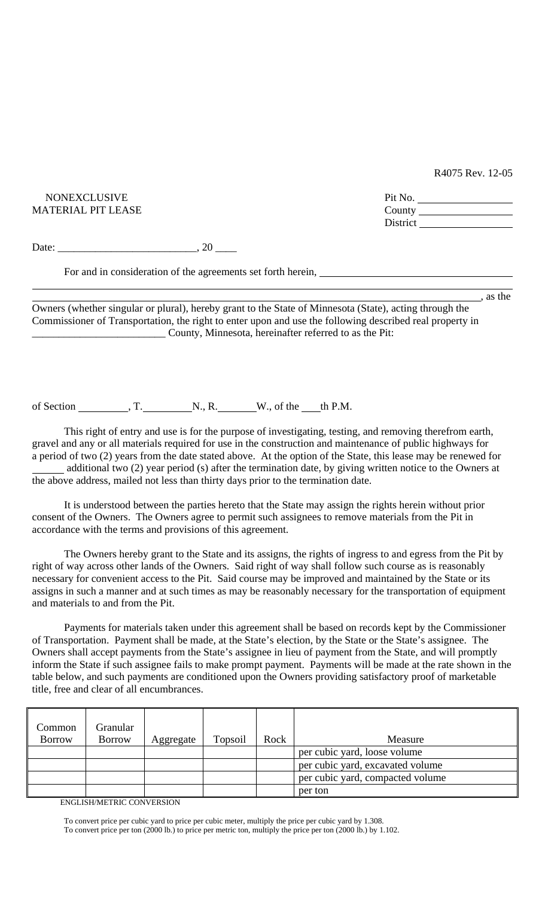R4075 Rev. 12-05

NONEXCLUSIVE
MATERIAL PIT LEASE

Pit No. ________________
County ________________
District ________________

Date: _________________________, 20 ____

For and in consideration of the agreements set forth herein, ___________________________________

___________________________________________________________________________________, as the Owners (whether singular or plural), hereby grant to the State of Minnesota (State), acting through the Commissioner of Transportation, the right to enter upon and use the following described real property in _________________________ County, Minnesota, hereinafter referred to as the Pit:

of Section _________, T._________N., R._______W., of the ___th P.M.

This right of entry and use is for the purpose of investigating, testing, and removing therefrom earth, gravel and any or all materials required for use in the construction and maintenance of public highways for a period of two (2) years from the date stated above. At the option of the State, this lease may be renewed for ______ additional two (2) year period (s) after the termination date, by giving written notice to the Owners at the above address, mailed not less than thirty days prior to the termination date.

It is understood between the parties hereto that the State may assign the rights herein without prior consent of the Owners. The Owners agree to permit such assignees to remove materials from the Pit in accordance with the terms and provisions of this agreement.

The Owners hereby grant to the State and its assigns, the rights of ingress to and egress from the Pit by right of way across other lands of the Owners. Said right of way shall follow such course as is reasonably necessary for convenient access to the Pit. Said course may be improved and maintained by the State or its assigns in such a manner and at such times as may be reasonably necessary for the transportation of equipment and materials to and from the Pit.

Payments for materials taken under this agreement shall be based on records kept by the Commissioner of Transportation. Payment shall be made, at the State's election, by the State or the State's assignee. The Owners shall accept payments from the State's assignee in lieu of payment from the State, and will promptly inform the State if such assignee fails to make prompt payment. Payments will be made at the rate shown in the table below, and such payments are conditioned upon the Owners providing satisfactory proof of marketable title, free and clear of all encumbrances.

| Common Borrow | Granular Borrow | Aggregate | Topsoil | Rock | Measure |
|---|---|---|---|---|---|
| | | | | | per cubic yard, loose volume |
| | | | | | per cubic yard, excavated volume |
| | | | | | per cubic yard, compacted volume |
| | | | | | per ton |

ENGLISH/METRIC CONVERSION

To convert price per cubic yard to price per cubic meter, multiply the price per cubic yard by 1.308.
To convert price per ton (2000 lb.) to price per metric ton, multiply the price per ton (2000 lb.) by 1.102.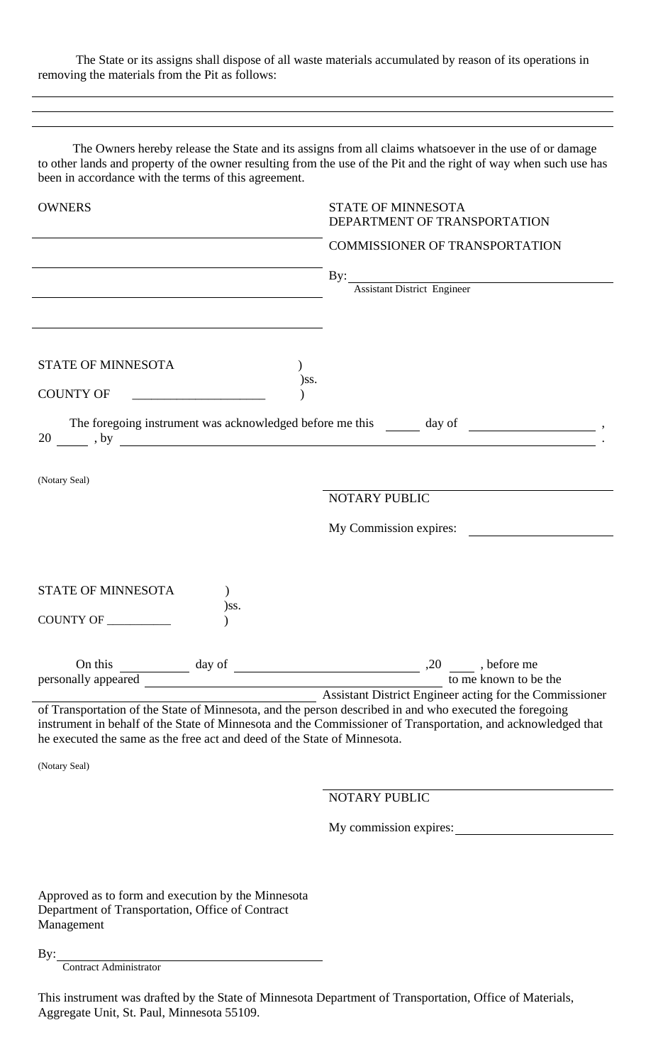The State or its assigns shall dispose of all waste materials accumulated by reason of its operations in removing the materials from the Pit as follows:

______________________________________________________________________________

______________________________________________________________________________

______________________________________________________________________________

The Owners hereby release the State and its assigns from all claims whatsoever in the use of or damage to other lands and property of the owner resulting from the use of the Pit and the right of way when such use has been in accordance with the terms of this agreement.

| | |
|---|---|
| OWNERS | STATE OF MINNESOTA<br>DEPARTMENT OF TRANSPORTATION |
| ______________________________ | COMMISSIONER OF TRANSPORTATION |
| ______________________________ | By: ______________________________<br>Assistant District Engineer |
| ______________________________ | |
| ______________________________ | |

STATE OF MINNESOTA )
)ss.
COUNTY OF ____________________ )

The foregoing instrument was acknowledged before me this ______ day of ____________________ , 20 ______ , by ______________________________________________ .

(Notary Seal)

______________________________
NOTARY PUBLIC

My Commission expires: ____________________

STATE OF MINNESOTA )
)ss.
COUNTY OF __________ )

On this __________ day of ____________________ ,20 ____ , before me personally appeared ______________________________ to me known to be the Assistant District Engineer acting for the Commissioner of Transportation of the State of Minnesota, and the person described in and who executed the foregoing instrument in behalf of the State of Minnesota and the Commissioner of Transportation, and acknowledged that he executed the same as the free act and deed of the State of Minnesota.

(Notary Seal)

______________________________
NOTARY PUBLIC

My commission expires: ____________________

Approved as to form and execution by the Minnesota Department of Transportation, Office of Contract Management

By: ______________________________
Contract Administrator

This instrument was drafted by the State of Minnesota Department of Transportation, Office of Materials, Aggregate Unit, St. Paul, Minnesota 55109.